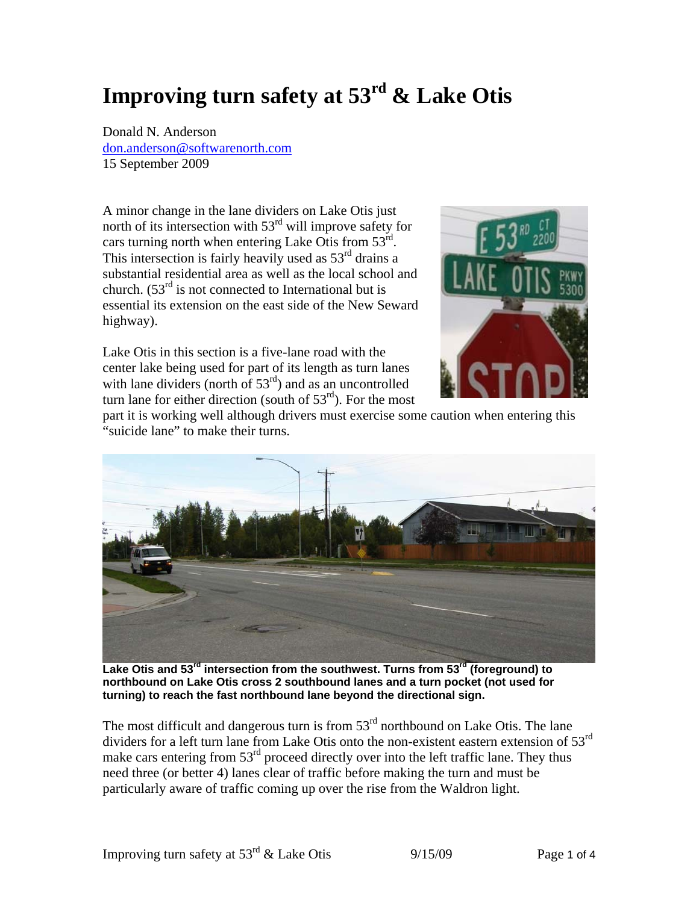# Improving turn safety at 53rd & Lake Otis

Donald N. Anderson
don.anderson@softwarenorth.com
15 September 2009

A minor change in the lane dividers on Lake Otis just north of its intersection with 53rd will improve safety for cars turning north when entering Lake Otis from 53rd. This intersection is fairly heavily used as 53rd drains a substantial residential area as well as the local school and church. (53rd is not connected to International but is essential its extension on the east side of the New Seward highway).

Lake Otis in this section is a five-lane road with the center lake being used for part of its length as turn lanes with lane dividers (north of 53rd) and as an uncontrolled turn lane for either direction (south of 53rd). For the most part it is working well although drivers must exercise some caution when entering this "suicide lane" to make their turns.

**Lake Otis and 53rd intersection from the southwest. Turns from 53rd (foreground) to northbound on Lake Otis cross 2 southbound lanes and a turn pocket (not used for turning) to reach the fast northbound lane beyond the directional sign.**

The most difficult and dangerous turn is from 53rd northbound on Lake Otis. The lane dividers for a left turn lane from Lake Otis onto the non-existent eastern extension of 53rd make cars entering from 53rd proceed directly over into the left traffic lane. They thus need three (or better 4) lanes clear of traffic before making the turn and must be particularly aware of traffic coming up over the rise from the Waldron light.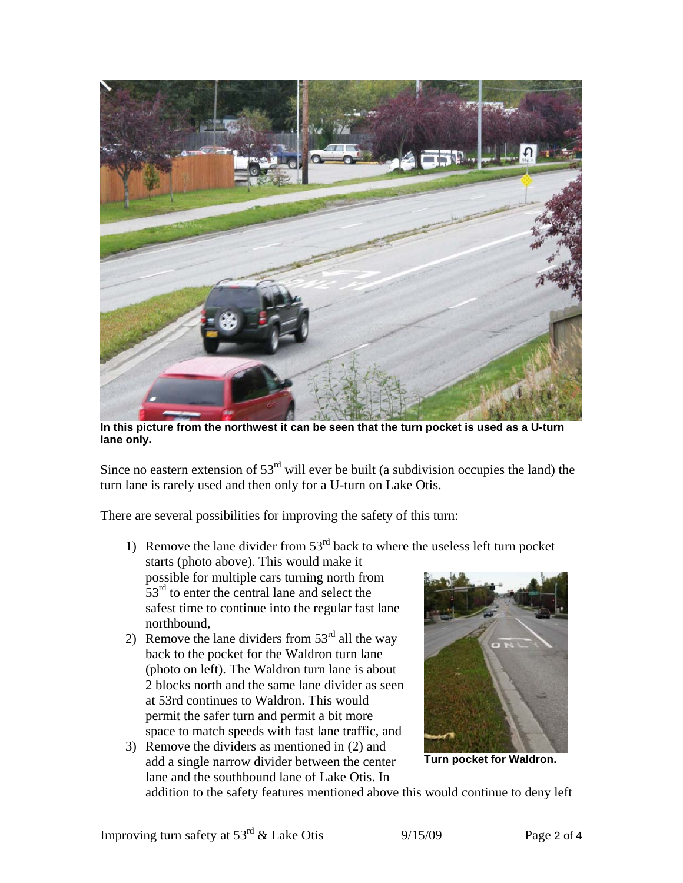**In this picture from the northwest it can be seen that the turn pocket is used as a U-turn lane only.**

Since no eastern extension of 53rd will ever be built (a subdivision occupies the land) the turn lane is rarely used and then only for a U-turn on Lake Otis.

There are several possibilities for improving the safety of this turn:

1) Remove the lane divider from 53rd back to where the useless left turn pocket starts (photo above). This would make it possible for multiple cars turning north from 53rd to enter the central lane and select the safest time to continue into the regular fast lane northbound,
2) Remove the lane dividers from 53rd all the way back to the pocket for the Waldron turn lane (photo on left). The Waldron turn lane is about 2 blocks north and the same lane divider as seen at 53rd continues to Waldron. This would permit the safer turn and permit a bit more space to match speeds with fast lane traffic, and
3) Remove the dividers as mentioned in (2) and add a single narrow divider between the center lane and the southbound lane of Lake Otis. In addition to the safety features mentioned above this would continue to deny left

**Turn pocket for Waldron.**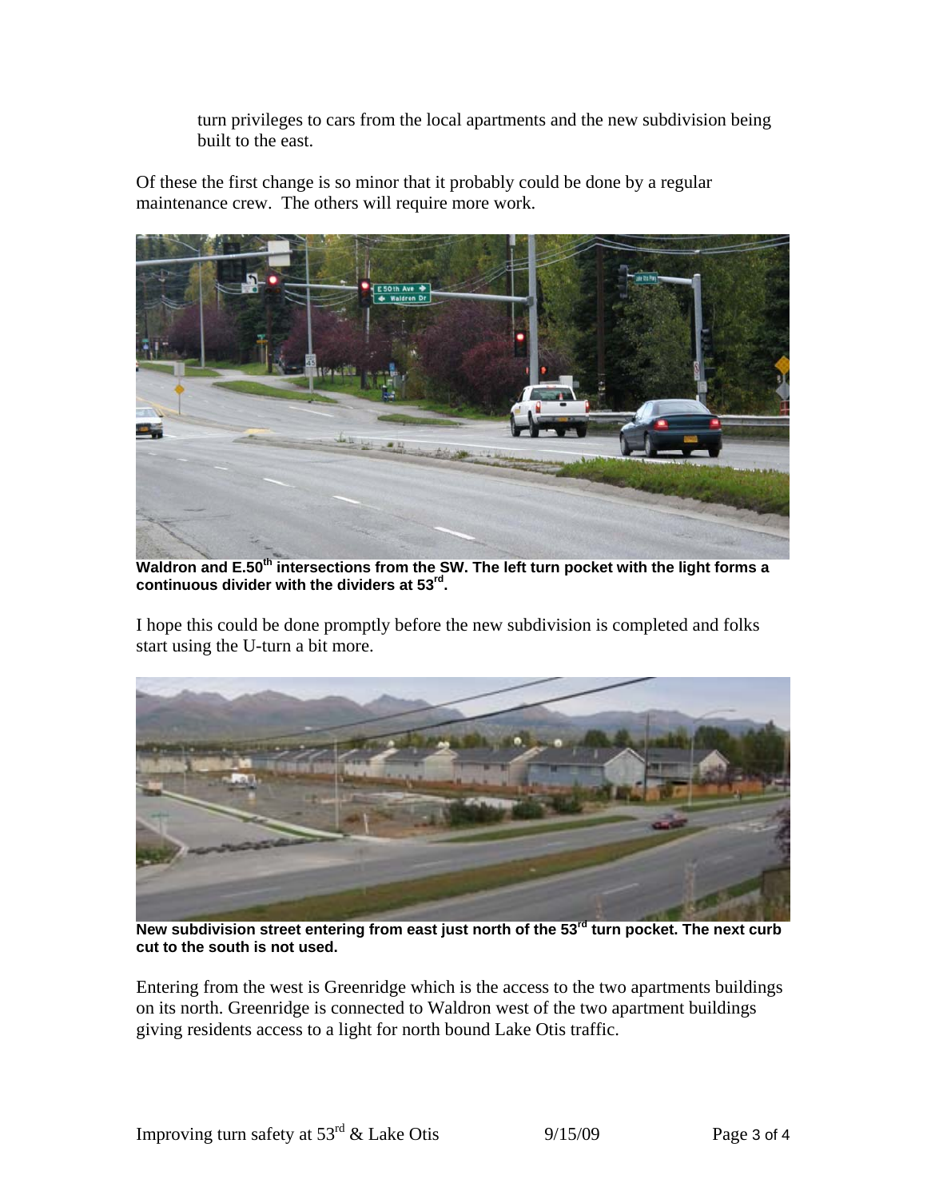turn privileges to cars from the local apartments and the new subdivision being built to the east.

Of these the first change is so minor that it probably could be done by a regular maintenance crew. The others will require more work.

**Waldron and E.50th intersections from the SW. The left turn pocket with the light forms a continuous divider with the dividers at 53rd.**

I hope this could be done promptly before the new subdivision is completed and folks start using the U-turn a bit more.

**New subdivision street entering from east just north of the 53rd turn pocket. The next curb cut to the south is not used.**

Entering from the west is Greenridge which is the access to the two apartments buildings on its north. Greenridge is connected to Waldron west of the two apartment buildings giving residents access to a light for north bound Lake Otis traffic.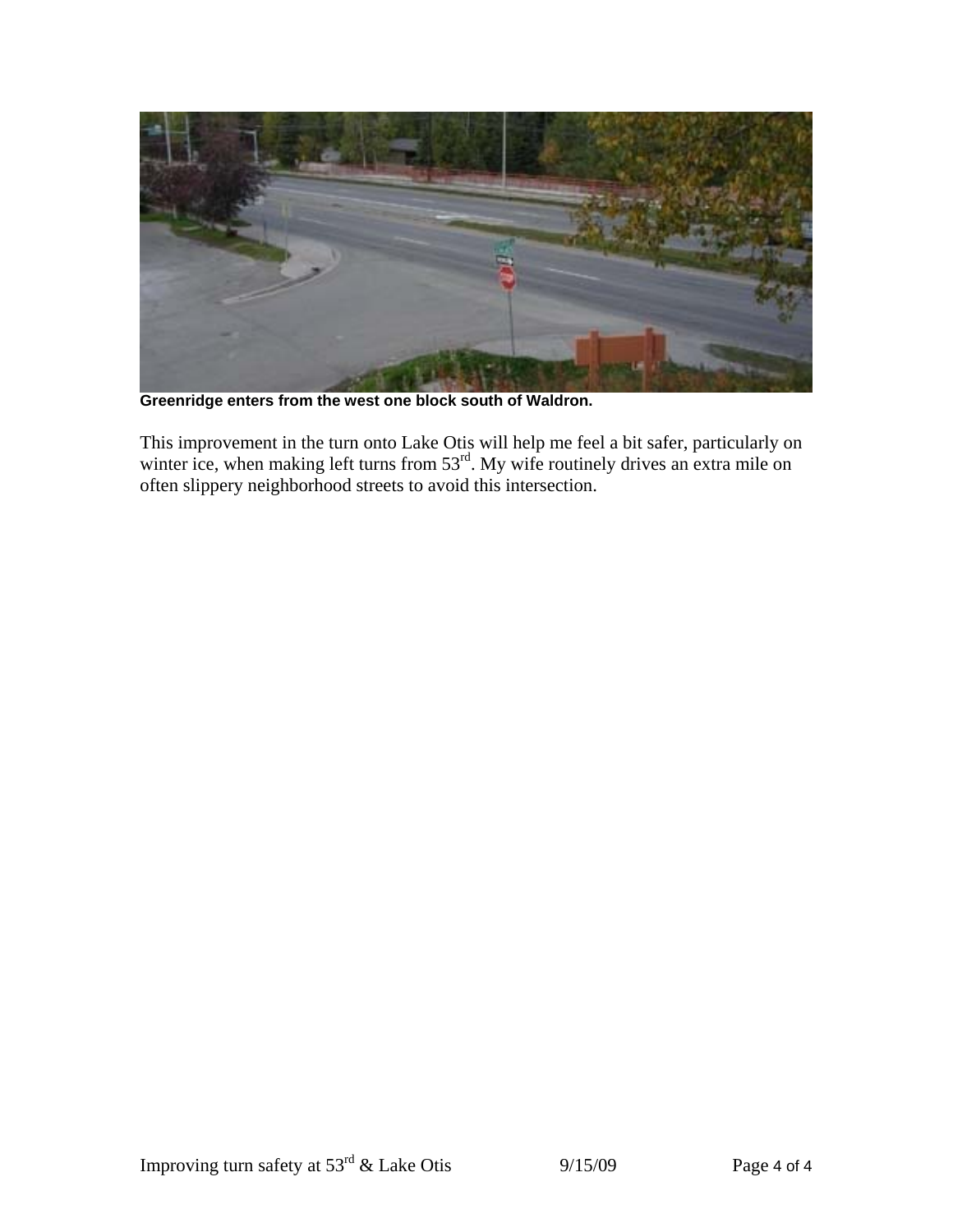**Greenridge enters from the west one block south of Waldron.**

This improvement in the turn onto Lake Otis will help me feel a bit safer, particularly on winter ice, when making left turns from 53rd. My wife routinely drives an extra mile on often slippery neighborhood streets to avoid this intersection.